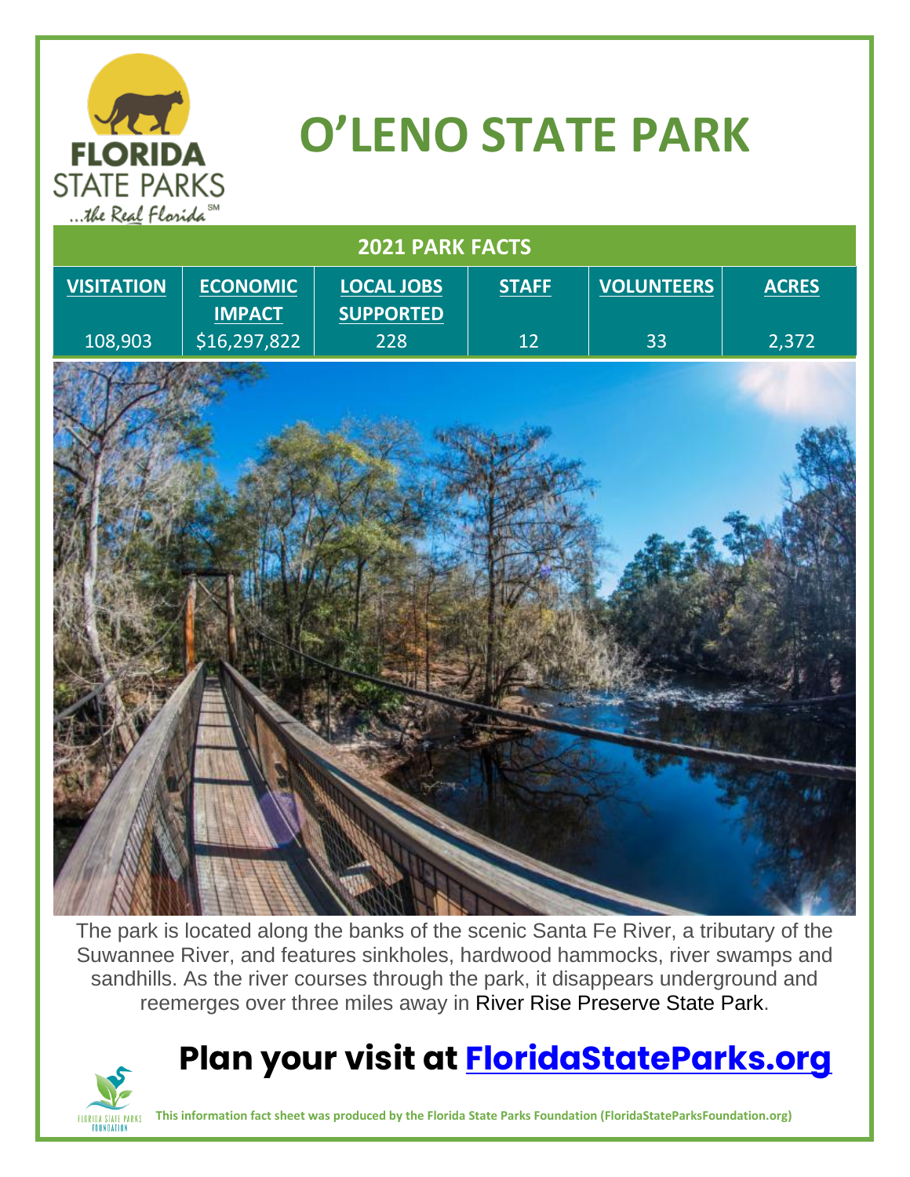# O'LENO STATE PARK

FLORIDA STATE PARKS ...the Real Florida

| 2021 PARK FACTS | | | | | |
|---|---|---|---|---|---|
| **VISITATION** | **ECONOMIC IMPACT** | **LOCAL JOBS SUPPORTED** | **STAFF** | **VOLUNTEERS** | **ACRES** |
| 108,903 | $16,297,822 | 228 | 12 | 33 | 2,372 |

The park is located along the banks of the scenic Santa Fe River, a tributary of the Suwannee River, and features sinkholes, hardwood hammocks, river swamps and sandhills. As the river courses through the park, it disappears underground and reemerges over three miles away in River Rise Preserve State Park.

## Plan your visit at [FloridaStateParks.org](https://FloridaStateParks.org)

**This information fact sheet was produced by the Florida State Parks Foundation (FloridaStateParksFoundation.org)**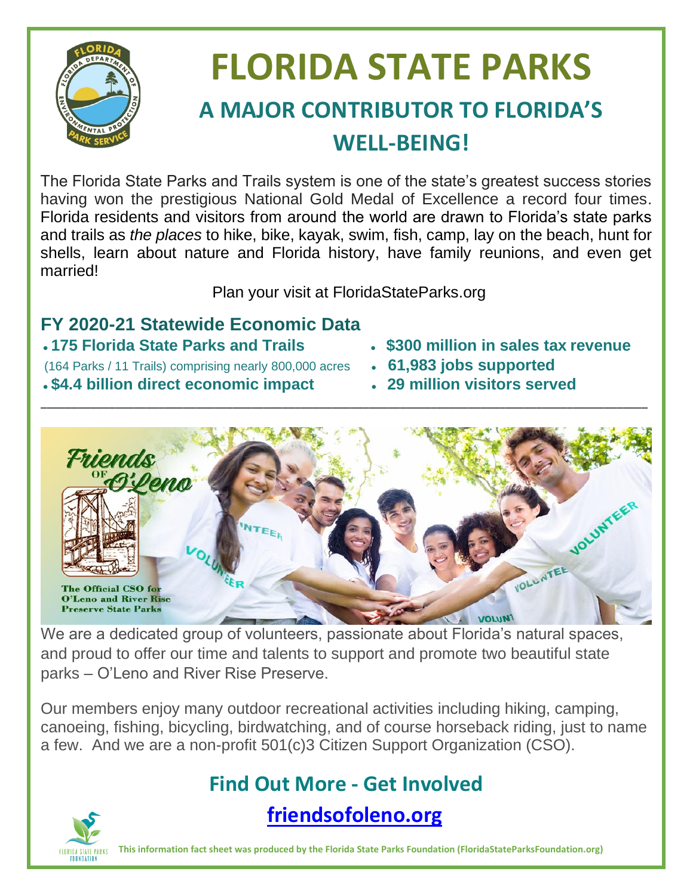# FLORIDA STATE PARKS

## A MAJOR CONTRIBUTOR TO FLORIDA'S WELL-BEING!

The Florida State Parks and Trails system is one of the state's greatest success stories having won the prestigious National Gold Medal of Excellence a record four times. Florida residents and visitors from around the world are drawn to Florida's state parks and trails as *the places* to hike, bike, kayak, swim, fish, camp, lay on the beach, hunt for shells, learn about nature and Florida history, have family reunions, and even get married!

Plan your visit at FloridaStateParks.org

### FY 2020-21 Statewide Economic Data

- **175 Florida State Parks and Trails**
  (164 Parks / 11 Trails) comprising nearly 800,000 acres
- **$4.4 billion direct economic impact**
- **$300 million in sales tax revenue**
- **61,983 jobs supported**
- **29 million visitors served**

---

Friends of O'Leno

The Official CSO for O'Leno and River Rise Preserve State Parks

We are a dedicated group of volunteers, passionate about Florida's natural spaces, and proud to offer our time and talents to support and promote two beautiful state parks – O'Leno and River Rise Preserve.

Our members enjoy many outdoor recreational activities including hiking, camping, canoeing, fishing, bicycling, birdwatching, and of course horseback riding, just to name a few. And we are a non-profit 501(c)3 Citizen Support Organization (CSO).

## Find Out More - Get Involved

## friendsofoleno.org

**This information fact sheet was produced by the Florida State Parks Foundation (FloridaStateParksFoundation.org)**